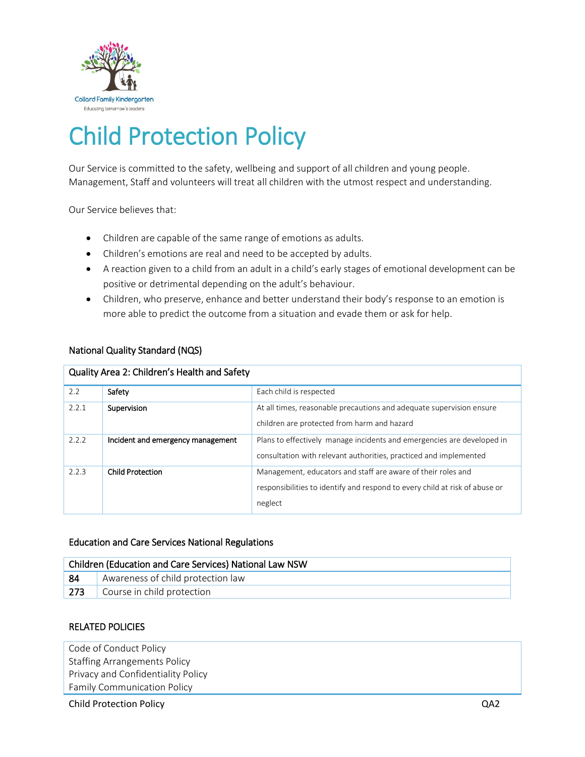Collard Family Kindergarten
Educating tomorrow's leaders

# Child Protection Policy

Our Service is committed to the safety, wellbeing and support of all children and young people. Management, Staff and volunteers will treat all children with the utmost respect and understanding.

Our Service believes that:

- Children are capable of the same range of emotions as adults.
- Children's emotions are real and need to be accepted by adults.
- A reaction given to a child from an adult in a child's early stages of emotional development can be positive or detrimental depending on the adult's behaviour.
- Children, who preserve, enhance and better understand their body's response to an emotion is more able to predict the outcome from a situation and evade them or ask for help.

### National Quality Standard (NQS)

| Quality Area 2: Children's Health and Safety | | |
|---|---|---|
| 2.2 | Safety | Each child is respected |
| 2.2.1 | Supervision | At all times, reasonable precautions and adequate supervision ensure children are protected from harm and hazard |
| 2.2.2 | Incident and emergency management | Plans to effectively manage incidents and emergencies are developed in consultation with relevant authorities, practiced and implemented |
| 2.2.3 | Child Protection | Management, educators and staff are aware of their roles and responsibilities to identify and respond to every child at risk of abuse or neglect |

### Education and Care Services National Regulations

| Children (Education and Care Services) National Law NSW | |
|---|---|
| 84 | Awareness of child protection law |
| 273 | Course in child protection |

### RELATED POLICIES

Code of Conduct Policy
Staffing Arrangements Policy
Privacy and Confidentiality Policy
Family Communication Policy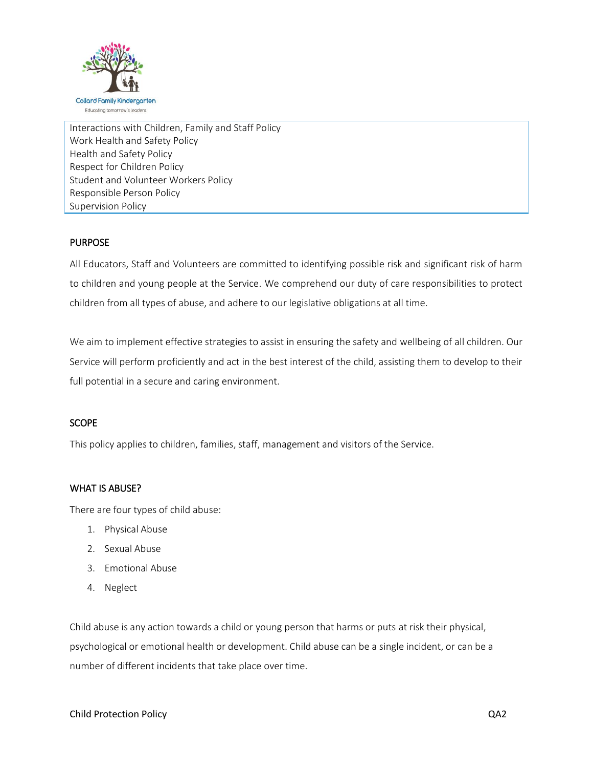Interactions with Children, Family and Staff Policy
Work Health and Safety Policy
Health and Safety Policy
Respect for Children Policy
Student and Volunteer Workers Policy
Responsible Person Policy
Supervision Policy

## PURPOSE

All Educators, Staff and Volunteers are committed to identifying possible risk and significant risk of harm to children and young people at the Service. We comprehend our duty of care responsibilities to protect children from all types of abuse, and adhere to our legislative obligations at all time.

We aim to implement effective strategies to assist in ensuring the safety and wellbeing of all children. Our Service will perform proficiently and act in the best interest of the child, assisting them to develop to their full potential in a secure and caring environment.

## SCOPE

This policy applies to children, families, staff, management and visitors of the Service.

## WHAT IS ABUSE?

There are four types of child abuse:

1. Physical Abuse
2. Sexual Abuse
3. Emotional Abuse
4. Neglect

Child abuse is any action towards a child or young person that harms or puts at risk their physical, psychological or emotional health or development. Child abuse can be a single incident, or can be a number of different incidents that take place over time.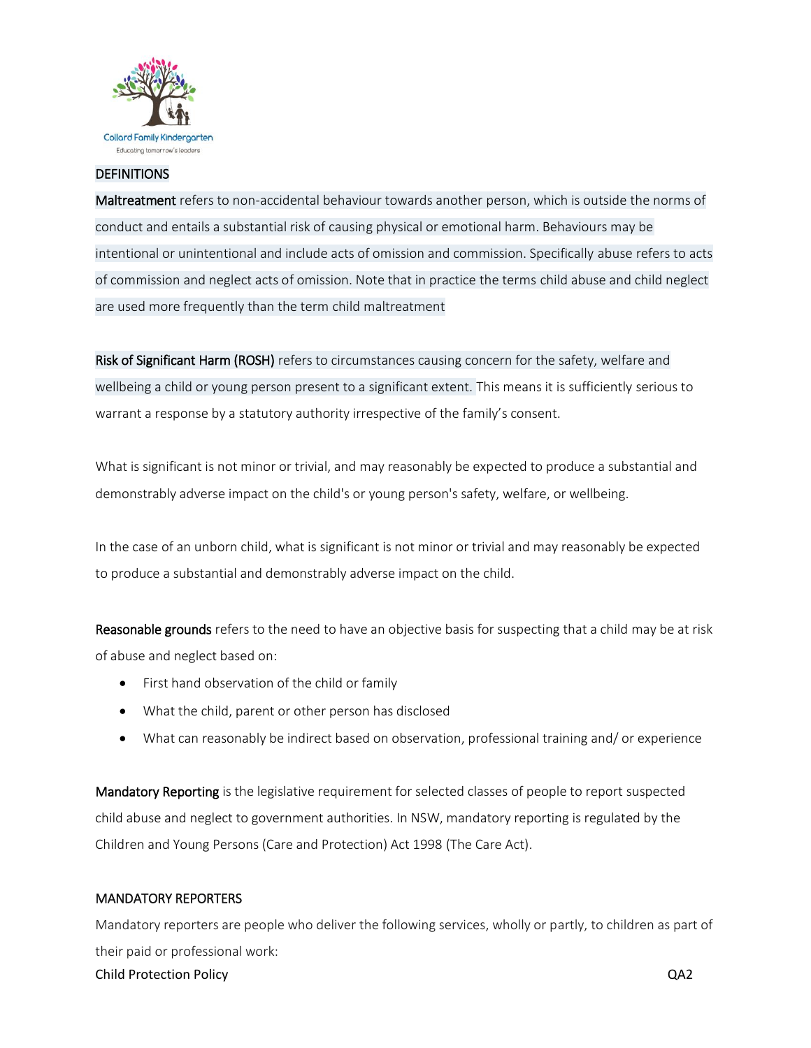## DEFINITIONS

**Maltreatment** refers to non-accidental behaviour towards another person, which is outside the norms of conduct and entails a substantial risk of causing physical or emotional harm. Behaviours may be intentional or unintentional and include acts of omission and commission. Specifically abuse refers to acts of commission and neglect acts of omission. Note that in practice the terms child abuse and child neglect are used more frequently than the term child maltreatment

**Risk of Significant Harm (ROSH)** refers to circumstances causing concern for the safety, welfare and wellbeing a child or young person present to a significant extent. This means it is sufficiently serious to warrant a response by a statutory authority irrespective of the family's consent.

What is significant is not minor or trivial, and may reasonably be expected to produce a substantial and demonstrably adverse impact on the child's or young person's safety, welfare, or wellbeing.

In the case of an unborn child, what is significant is not minor or trivial and may reasonably be expected to produce a substantial and demonstrably adverse impact on the child.

**Reasonable grounds** refers to the need to have an objective basis for suspecting that a child may be at risk of abuse and neglect based on:

- First hand observation of the child or family
- What the child, parent or other person has disclosed
- What can reasonably be indirect based on observation, professional training and/ or experience

**Mandatory Reporting** is the legislative requirement for selected classes of people to report suspected child abuse and neglect to government authorities. In NSW, mandatory reporting is regulated by the Children and Young Persons (Care and Protection) Act 1998 (The Care Act).

## MANDATORY REPORTERS

Mandatory reporters are people who deliver the following services, wholly or partly, to children as part of their paid or professional work: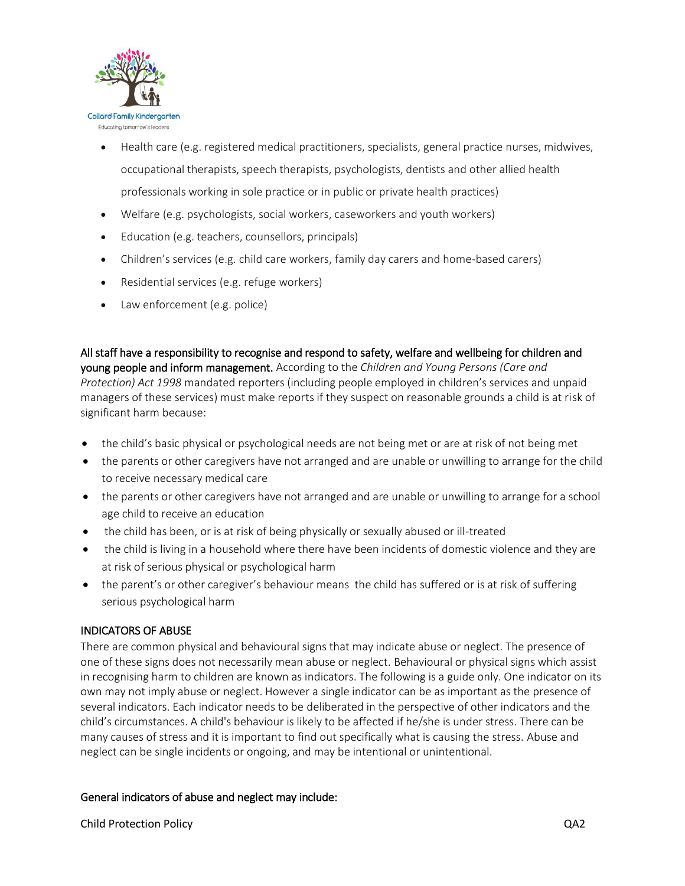- Health care (e.g. registered medical practitioners, specialists, general practice nurses, midwives, occupational therapists, speech therapists, psychologists, dentists and other allied health professionals working in sole practice or in public or private health practices)
- Welfare (e.g. psychologists, social workers, caseworkers and youth workers)
- Education (e.g. teachers, counsellors, principals)
- Children's services (e.g. child care workers, family day carers and home-based carers)
- Residential services (e.g. refuge workers)
- Law enforcement (e.g. police)

**All staff have a responsibility to recognise and respond to safety, welfare and wellbeing for children and young people and inform management.** According to the *Children and Young Persons (Care and Protection) Act 1998* mandated reporters (including people employed in children's services and unpaid managers of these services) must make reports if they suspect on reasonable grounds a child is at risk of significant harm because:

- the child's basic physical or psychological needs are not being met or are at risk of not being met
- the parents or other caregivers have not arranged and are unable or unwilling to arrange for the child to receive necessary medical care
- the parents or other caregivers have not arranged and are unable or unwilling to arrange for a school age child to receive an education
- the child has been, or is at risk of being physically or sexually abused or ill-treated
- the child is living in a household where there have been incidents of domestic violence and they are at risk of serious physical or psychological harm
- the parent's or other caregiver's behaviour means the child has suffered or is at risk of suffering serious psychological harm

## INDICATORS OF ABUSE

There are common physical and behavioural signs that may indicate abuse or neglect. The presence of one of these signs does not necessarily mean abuse or neglect. Behavioural or physical signs which assist in recognising harm to children are known as indicators. The following is a guide only. One indicator on its own may not imply abuse or neglect. However a single indicator can be as important as the presence of several indicators. Each indicator needs to be deliberated in the perspective of other indicators and the child's circumstances. A child's behaviour is likely to be affected if he/she is under stress. There can be many causes of stress and it is important to find out specifically what is causing the stress. Abuse and neglect can be single incidents or ongoing, and may be intentional or unintentional.

### General indicators of abuse and neglect may include: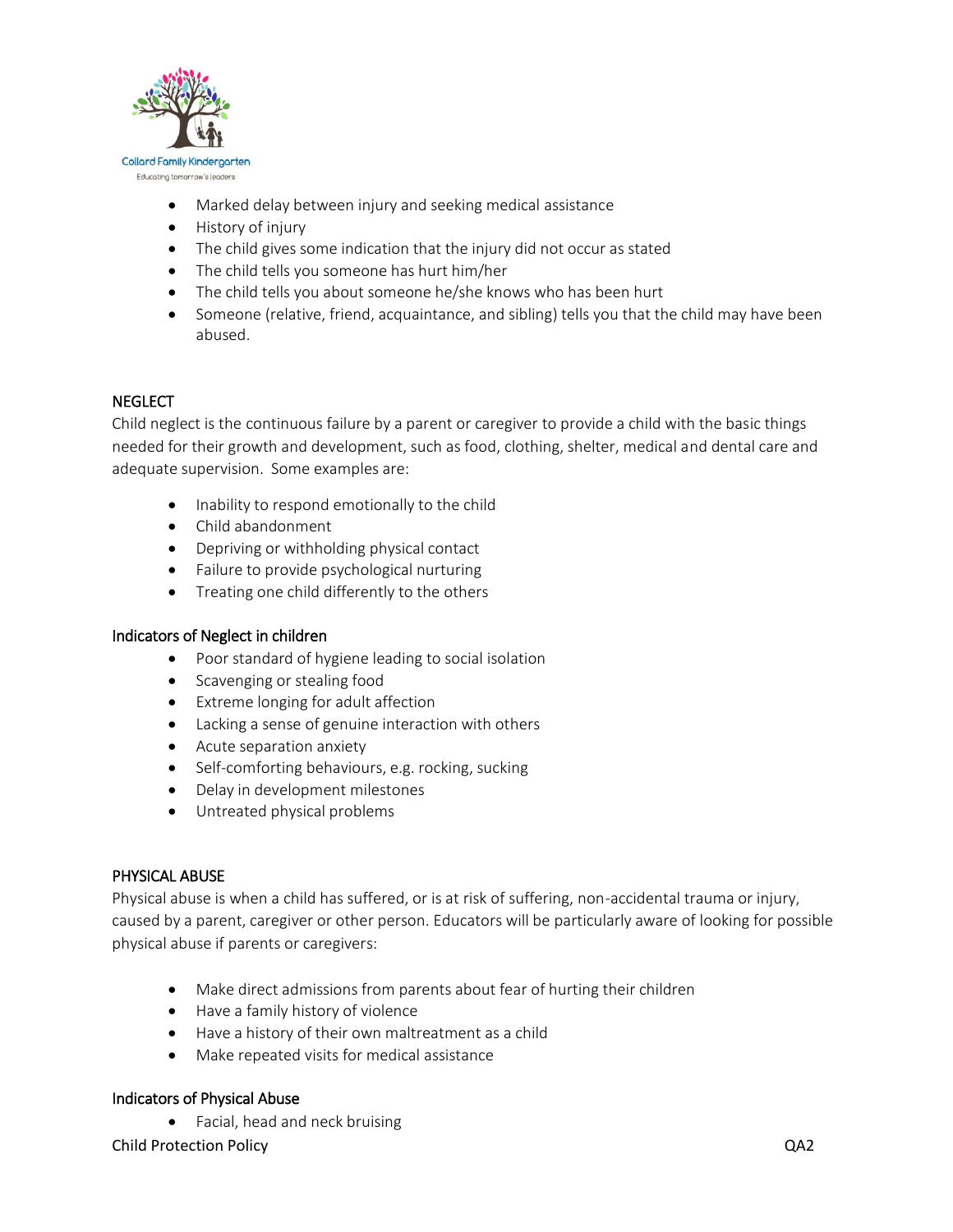- Marked delay between injury and seeking medical assistance
- History of injury
- The child gives some indication that the injury did not occur as stated
- The child tells you someone has hurt him/her
- The child tells you about someone he/she knows who has been hurt
- Someone (relative, friend, acquaintance, and sibling) tells you that the child may have been abused.

## NEGLECT

Child neglect is the continuous failure by a parent or caregiver to provide a child with the basic things needed for their growth and development, such as food, clothing, shelter, medical and dental care and adequate supervision. Some examples are:

- Inability to respond emotionally to the child
- Child abandonment
- Depriving or withholding physical contact
- Failure to provide psychological nurturing
- Treating one child differently to the others

### Indicators of Neglect in children

- Poor standard of hygiene leading to social isolation
- Scavenging or stealing food
- Extreme longing for adult affection
- Lacking a sense of genuine interaction with others
- Acute separation anxiety
- Self-comforting behaviours, e.g. rocking, sucking
- Delay in development milestones
- Untreated physical problems

## PHYSICAL ABUSE

Physical abuse is when a child has suffered, or is at risk of suffering, non-accidental trauma or injury, caused by a parent, caregiver or other person. Educators will be particularly aware of looking for possible physical abuse if parents or caregivers:

- Make direct admissions from parents about fear of hurting their children
- Have a family history of violence
- Have a history of their own maltreatment as a child
- Make repeated visits for medical assistance

### Indicators of Physical Abuse

- Facial, head and neck bruising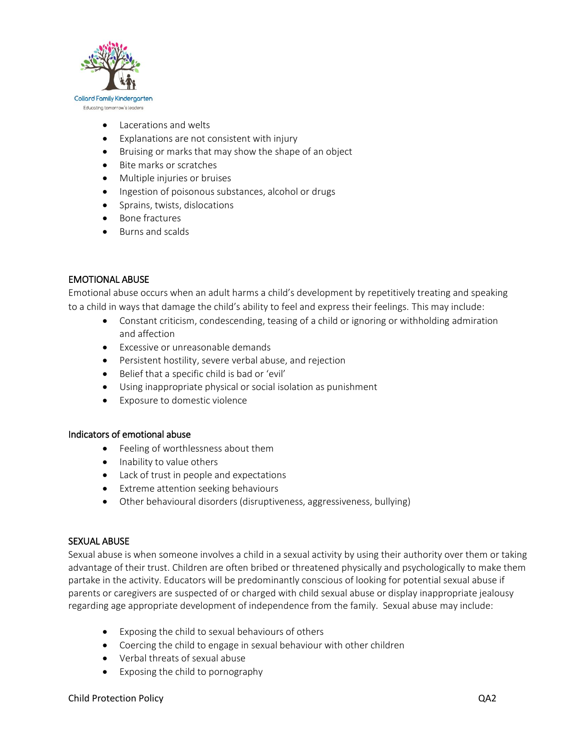- Lacerations and welts
- Explanations are not consistent with injury
- Bruising or marks that may show the shape of an object
- Bite marks or scratches
- Multiple injuries or bruises
- Ingestion of poisonous substances, alcohol or drugs
- Sprains, twists, dislocations
- Bone fractures
- Burns and scalds

## EMOTIONAL ABUSE

Emotional abuse occurs when an adult harms a child's development by repetitively treating and speaking to a child in ways that damage the child's ability to feel and express their feelings. This may include:

- Constant criticism, condescending, teasing of a child or ignoring or withholding admiration and affection
- Excessive or unreasonable demands
- Persistent hostility, severe verbal abuse, and rejection
- Belief that a specific child is bad or 'evil'
- Using inappropriate physical or social isolation as punishment
- Exposure to domestic violence

### Indicators of emotional abuse

- Feeling of worthlessness about them
- Inability to value others
- Lack of trust in people and expectations
- Extreme attention seeking behaviours
- Other behavioural disorders (disruptiveness, aggressiveness, bullying)

## SEXUAL ABUSE

Sexual abuse is when someone involves a child in a sexual activity by using their authority over them or taking advantage of their trust. Children are often bribed or threatened physically and psychologically to make them partake in the activity. Educators will be predominantly conscious of looking for potential sexual abuse if parents or caregivers are suspected of or charged with child sexual abuse or display inappropriate jealousy regarding age appropriate development of independence from the family. Sexual abuse may include:

- Exposing the child to sexual behaviours of others
- Coercing the child to engage in sexual behaviour with other children
- Verbal threats of sexual abuse
- Exposing the child to pornography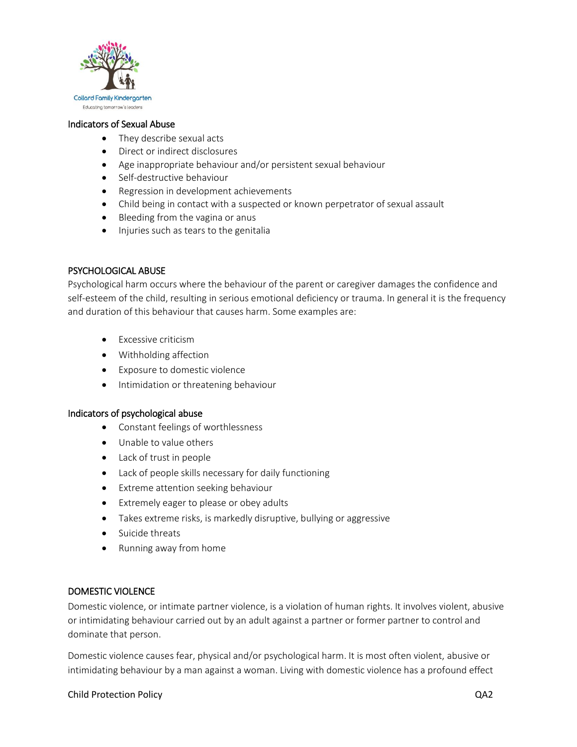### Indicators of Sexual Abuse

- They describe sexual acts
- Direct or indirect disclosures
- Age inappropriate behaviour and/or persistent sexual behaviour
- Self-destructive behaviour
- Regression in development achievements
- Child being in contact with a suspected or known perpetrator of sexual assault
- Bleeding from the vagina or anus
- Injuries such as tears to the genitalia

## PSYCHOLOGICAL ABUSE

Psychological harm occurs where the behaviour of the parent or caregiver damages the confidence and self-esteem of the child, resulting in serious emotional deficiency or trauma. In general it is the frequency and duration of this behaviour that causes harm. Some examples are:

- Excessive criticism
- Withholding affection
- Exposure to domestic violence
- Intimidation or threatening behaviour

### Indicators of psychological abuse

- Constant feelings of worthlessness
- Unable to value others
- Lack of trust in people
- Lack of people skills necessary for daily functioning
- Extreme attention seeking behaviour
- Extremely eager to please or obey adults
- Takes extreme risks, is markedly disruptive, bullying or aggressive
- Suicide threats
- Running away from home

## DOMESTIC VIOLENCE

Domestic violence, or intimate partner violence, is a violation of human rights. It involves violent, abusive or intimidating behaviour carried out by an adult against a partner or former partner to control and dominate that person.

Domestic violence causes fear, physical and/or psychological harm. It is most often violent, abusive or intimidating behaviour by a man against a woman. Living with domestic violence has a profound effect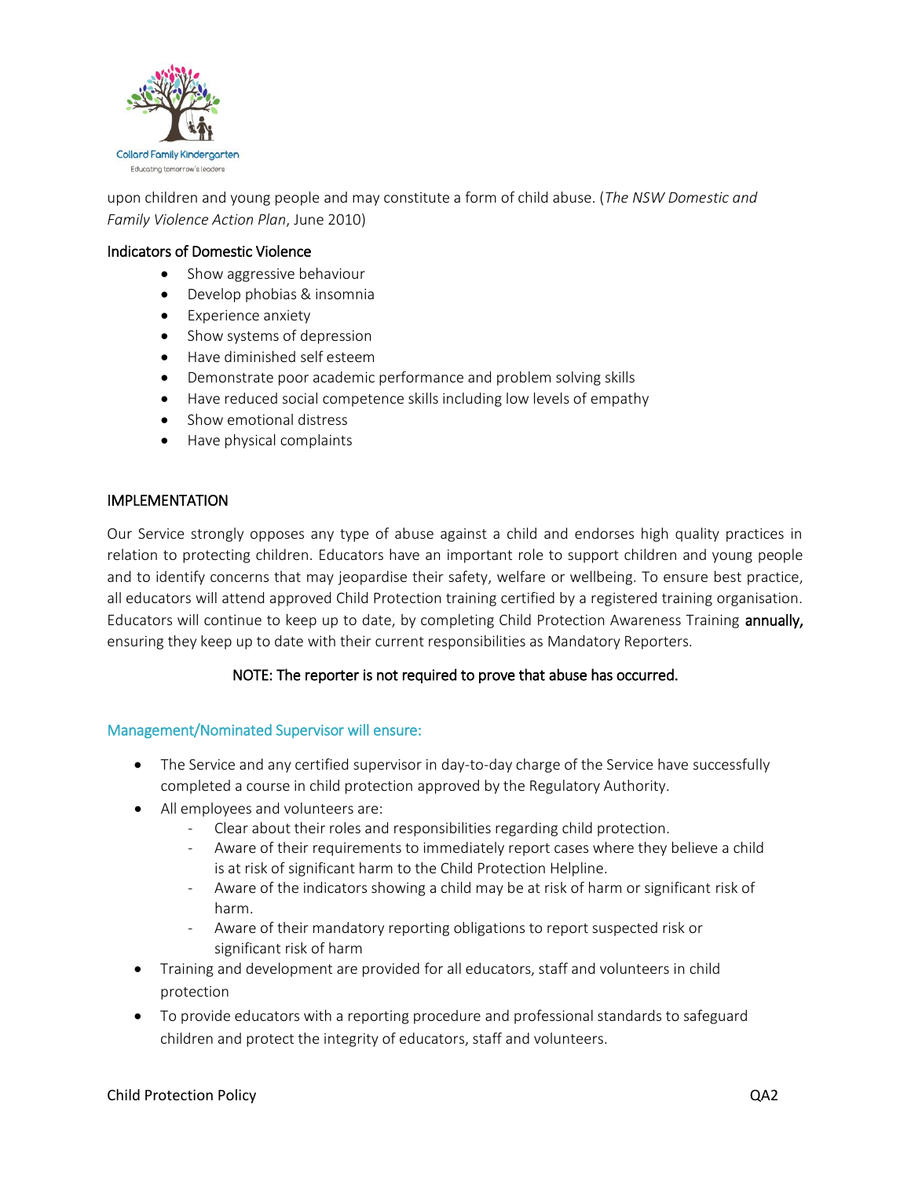upon children and young people and may constitute a form of child abuse. (*The NSW Domestic and Family Violence Action Plan*, June 2010)

### Indicators of Domestic Violence

- Show aggressive behaviour
- Develop phobias & insomnia
- Experience anxiety
- Show systems of depression
- Have diminished self esteem
- Demonstrate poor academic performance and problem solving skills
- Have reduced social competence skills including low levels of empathy
- Show emotional distress
- Have physical complaints

## IMPLEMENTATION

Our Service strongly opposes any type of abuse against a child and endorses high quality practices in relation to protecting children. Educators have an important role to support children and young people and to identify concerns that may jeopardise their safety, welfare or wellbeing. To ensure best practice, all educators will attend approved Child Protection training certified by a registered training organisation. Educators will continue to keep up to date, by completing Child Protection Awareness Training **annually,** ensuring they keep up to date with their current responsibilities as Mandatory Reporters.

**NOTE: The reporter is not required to prove that abuse has occurred.**

### Management/Nominated Supervisor will ensure:

- The Service and any certified supervisor in day-to-day charge of the Service have successfully completed a course in child protection approved by the Regulatory Authority.
- All employees and volunteers are:
  - Clear about their roles and responsibilities regarding child protection.
  - Aware of their requirements to immediately report cases where they believe a child is at risk of significant harm to the Child Protection Helpline.
  - Aware of the indicators showing a child may be at risk of harm or significant risk of harm.
  - Aware of their mandatory reporting obligations to report suspected risk or significant risk of harm
- Training and development are provided for all educators, staff and volunteers in child protection
- To provide educators with a reporting procedure and professional standards to safeguard children and protect the integrity of educators, staff and volunteers.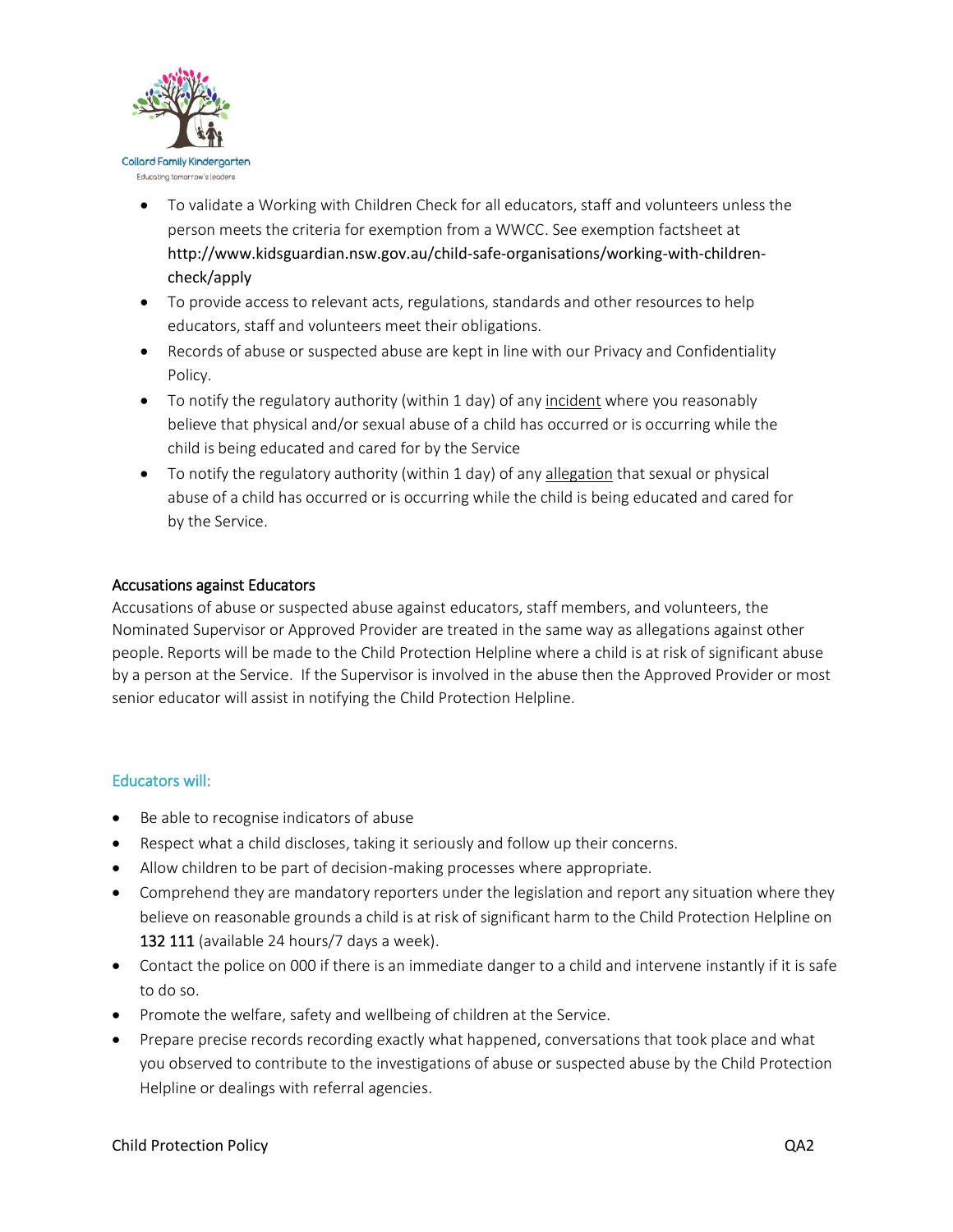- To validate a Working with Children Check for all educators, staff and volunteers unless the person meets the criteria for exemption from a WWCC. See exemption factsheet at http://www.kidsguardian.nsw.gov.au/child-safe-organisations/working-with-children-check/apply
- To provide access to relevant acts, regulations, standards and other resources to help educators, staff and volunteers meet their obligations.
- Records of abuse or suspected abuse are kept in line with our Privacy and Confidentiality Policy.
- To notify the regulatory authority (within 1 day) of any incident where you reasonably believe that physical and/or sexual abuse of a child has occurred or is occurring while the child is being educated and cared for by the Service
- To notify the regulatory authority (within 1 day) of any allegation that sexual or physical abuse of a child has occurred or is occurring while the child is being educated and cared for by the Service.

### Accusations against Educators

Accusations of abuse or suspected abuse against educators, staff members, and volunteers, the Nominated Supervisor or Approved Provider are treated in the same way as allegations against other people. Reports will be made to the Child Protection Helpline where a child is at risk of significant abuse by a person at the Service. If the Supervisor is involved in the abuse then the Approved Provider or most senior educator will assist in notifying the Child Protection Helpline.

### Educators will:

- Be able to recognise indicators of abuse
- Respect what a child discloses, taking it seriously and follow up their concerns.
- Allow children to be part of decision-making processes where appropriate.
- Comprehend they are mandatory reporters under the legislation and report any situation where they believe on reasonable grounds a child is at risk of significant harm to the Child Protection Helpline on 132 111 (available 24 hours/7 days a week).
- Contact the police on 000 if there is an immediate danger to a child and intervene instantly if it is safe to do so.
- Promote the welfare, safety and wellbeing of children at the Service.
- Prepare precise records recording exactly what happened, conversations that took place and what you observed to contribute to the investigations of abuse or suspected abuse by the Child Protection Helpline or dealings with referral agencies.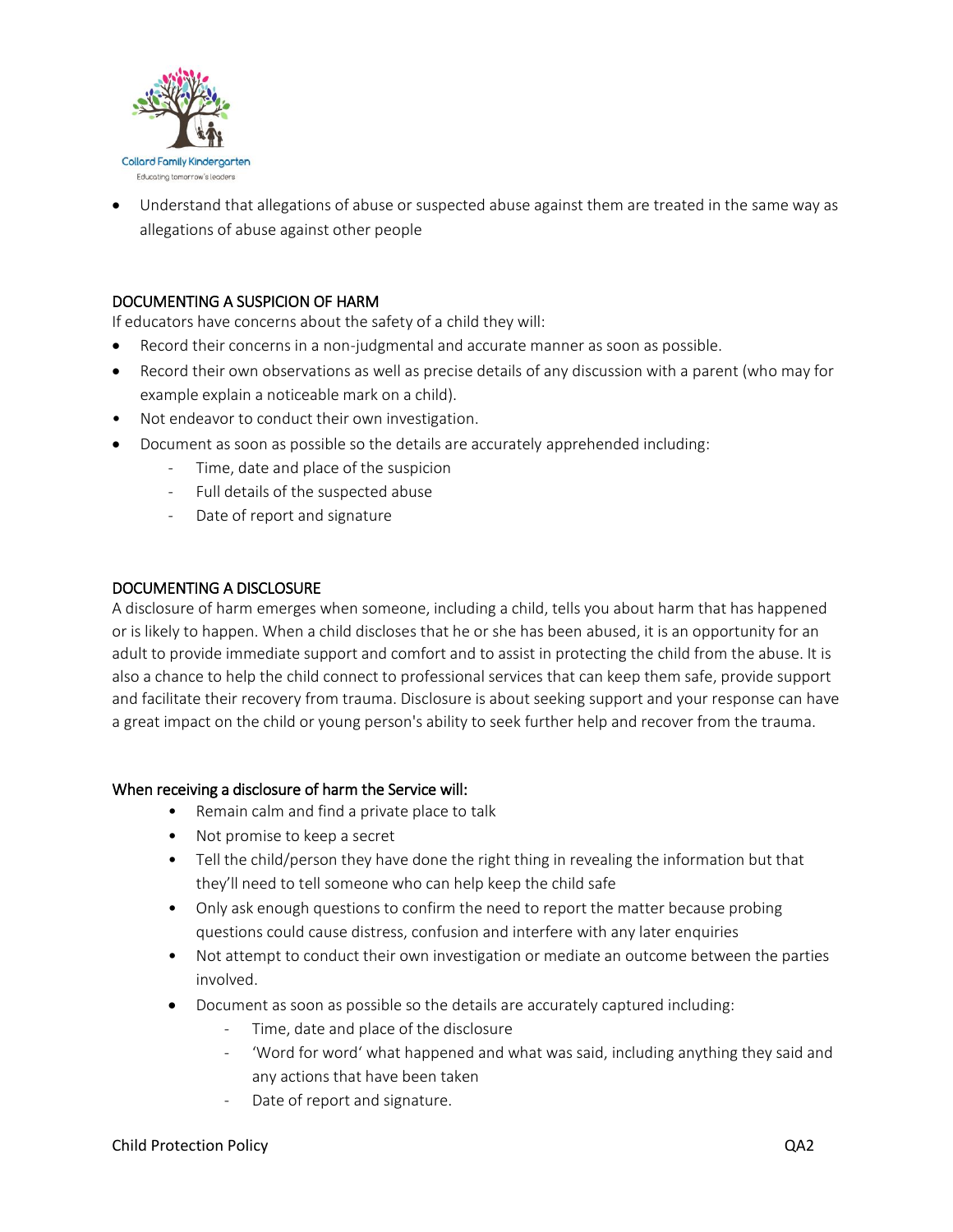- Understand that allegations of abuse or suspected abuse against them are treated in the same way as allegations of abuse against other people

## DOCUMENTING A SUSPICION OF HARM

If educators have concerns about the safety of a child they will:

- Record their concerns in a non-judgmental and accurate manner as soon as possible.
- Record their own observations as well as precise details of any discussion with a parent (who may for example explain a noticeable mark on a child).
- Not endeavor to conduct their own investigation.
- Document as soon as possible so the details are accurately apprehended including:
  - Time, date and place of the suspicion
  - Full details of the suspected abuse
  - Date of report and signature

## DOCUMENTING A DISCLOSURE

A disclosure of harm emerges when someone, including a child, tells you about harm that has happened or is likely to happen. When a child discloses that he or she has been abused, it is an opportunity for an adult to provide immediate support and comfort and to assist in protecting the child from the abuse. It is also a chance to help the child connect to professional services that can keep them safe, provide support and facilitate their recovery from trauma. Disclosure is about seeking support and your response can have a great impact on the child or young person's ability to seek further help and recover from the trauma.

### When receiving a disclosure of harm the Service will:

- Remain calm and find a private place to talk
- Not promise to keep a secret
- Tell the child/person they have done the right thing in revealing the information but that they'll need to tell someone who can help keep the child safe
- Only ask enough questions to confirm the need to report the matter because probing questions could cause distress, confusion and interfere with any later enquiries
- Not attempt to conduct their own investigation or mediate an outcome between the parties involved.
- Document as soon as possible so the details are accurately captured including:
  - Time, date and place of the disclosure
  - 'Word for word' what happened and what was said, including anything they said and any actions that have been taken
  - Date of report and signature.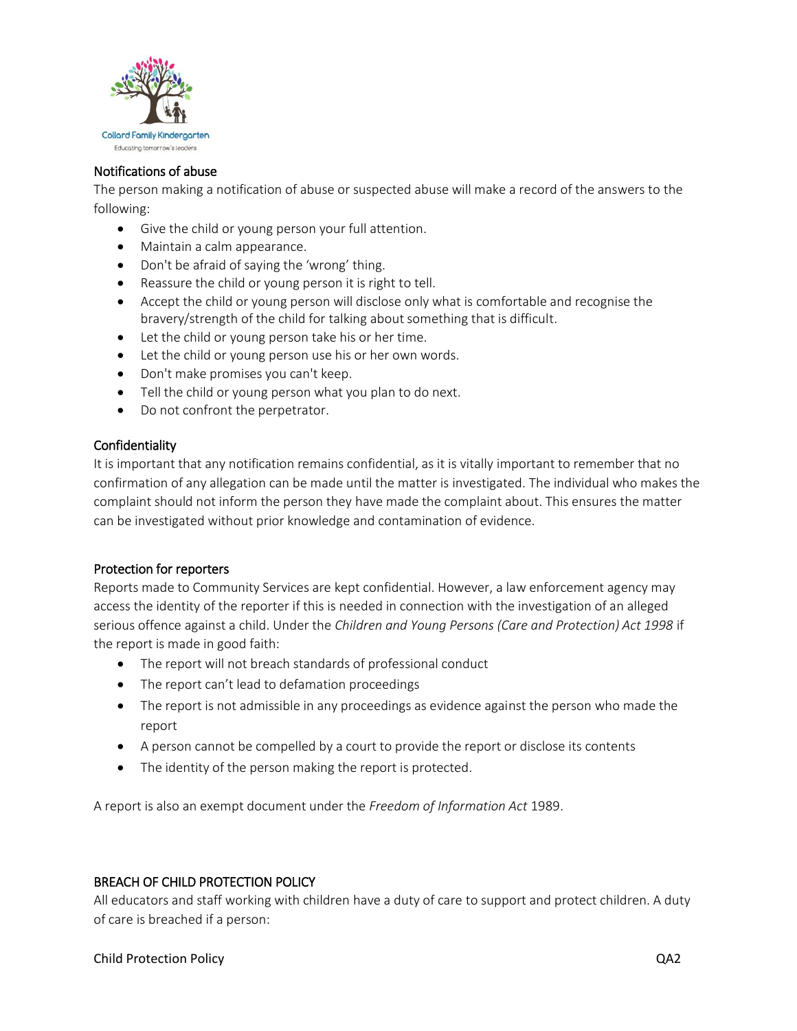### Notifications of abuse

The person making a notification of abuse or suspected abuse will make a record of the answers to the following:

- Give the child or young person your full attention.
- Maintain a calm appearance.
- Don't be afraid of saying the 'wrong' thing.
- Reassure the child or young person it is right to tell.
- Accept the child or young person will disclose only what is comfortable and recognise the bravery/strength of the child for talking about something that is difficult.
- Let the child or young person take his or her time.
- Let the child or young person use his or her own words.
- Don't make promises you can't keep.
- Tell the child or young person what you plan to do next.
- Do not confront the perpetrator.

### Confidentiality

It is important that any notification remains confidential, as it is vitally important to remember that no confirmation of any allegation can be made until the matter is investigated. The individual who makes the complaint should not inform the person they have made the complaint about. This ensures the matter can be investigated without prior knowledge and contamination of evidence.

### Protection for reporters

Reports made to Community Services are kept confidential. However, a law enforcement agency may access the identity of the reporter if this is needed in connection with the investigation of an alleged serious offence against a child. Under the *Children and Young Persons (Care and Protection) Act 1998* if the report is made in good faith:

- The report will not breach standards of professional conduct
- The report can't lead to defamation proceedings
- The report is not admissible in any proceedings as evidence against the person who made the report
- A person cannot be compelled by a court to provide the report or disclose its contents
- The identity of the person making the report is protected.

A report is also an exempt document under the *Freedom of Information Act* 1989.

## BREACH OF CHILD PROTECTION POLICY

All educators and staff working with children have a duty of care to support and protect children. A duty of care is breached if a person: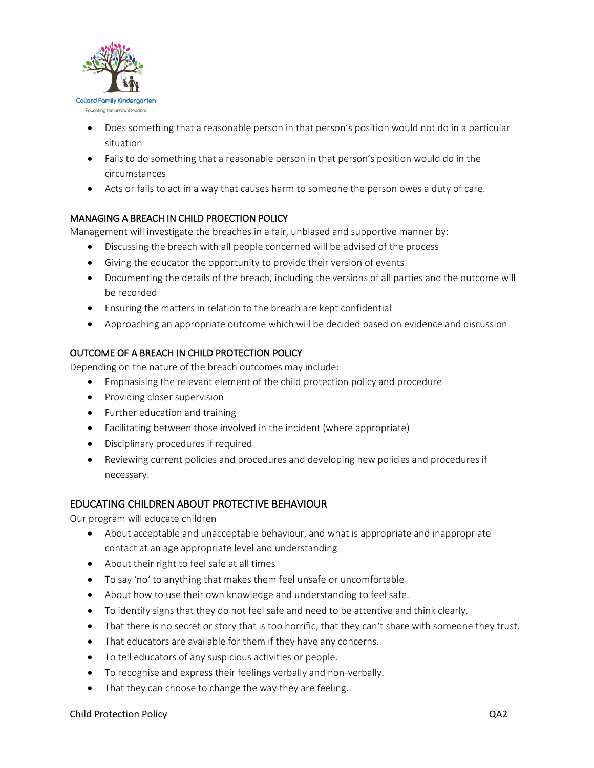- Does something that a reasonable person in that person's position would not do in a particular situation
- Fails to do something that a reasonable person in that person's position would do in the circumstances
- Acts or fails to act in a way that causes harm to someone the person owes a duty of care.

### MANAGING A BREACH IN CHILD PROECTION POLICY

Management will investigate the breaches in a fair, unbiased and supportive manner by:

- Discussing the breach with all people concerned will be advised of the process
- Giving the educator the opportunity to provide their version of events
- Documenting the details of the breach, including the versions of all parties and the outcome will be recorded
- Ensuring the matters in relation to the breach are kept confidential
- Approaching an appropriate outcome which will be decided based on evidence and discussion

### OUTCOME OF A BREACH IN CHILD PROTECTION POLICY

Depending on the nature of the breach outcomes may include:

- Emphasising the relevant element of the child protection policy and procedure
- Providing closer supervision
- Further education and training
- Facilitating between those involved in the incident (where appropriate)
- Disciplinary procedures if required
- Reviewing current policies and procedures and developing new policies and procedures if necessary.

## EDUCATING CHILDREN ABOUT PROTECTIVE BEHAVIOUR

Our program will educate children

- About acceptable and unacceptable behaviour, and what is appropriate and inappropriate contact at an age appropriate level and understanding
- About their right to feel safe at all times
- To say 'no' to anything that makes them feel unsafe or uncomfortable
- About how to use their own knowledge and understanding to feel safe.
- To identify signs that they do not feel safe and need to be attentive and think clearly.
- That there is no secret or story that is too horrific, that they can't share with someone they trust.
- That educators are available for them if they have any concerns.
- To tell educators of any suspicious activities or people.
- To recognise and express their feelings verbally and non-verbally.
- That they can choose to change the way they are feeling.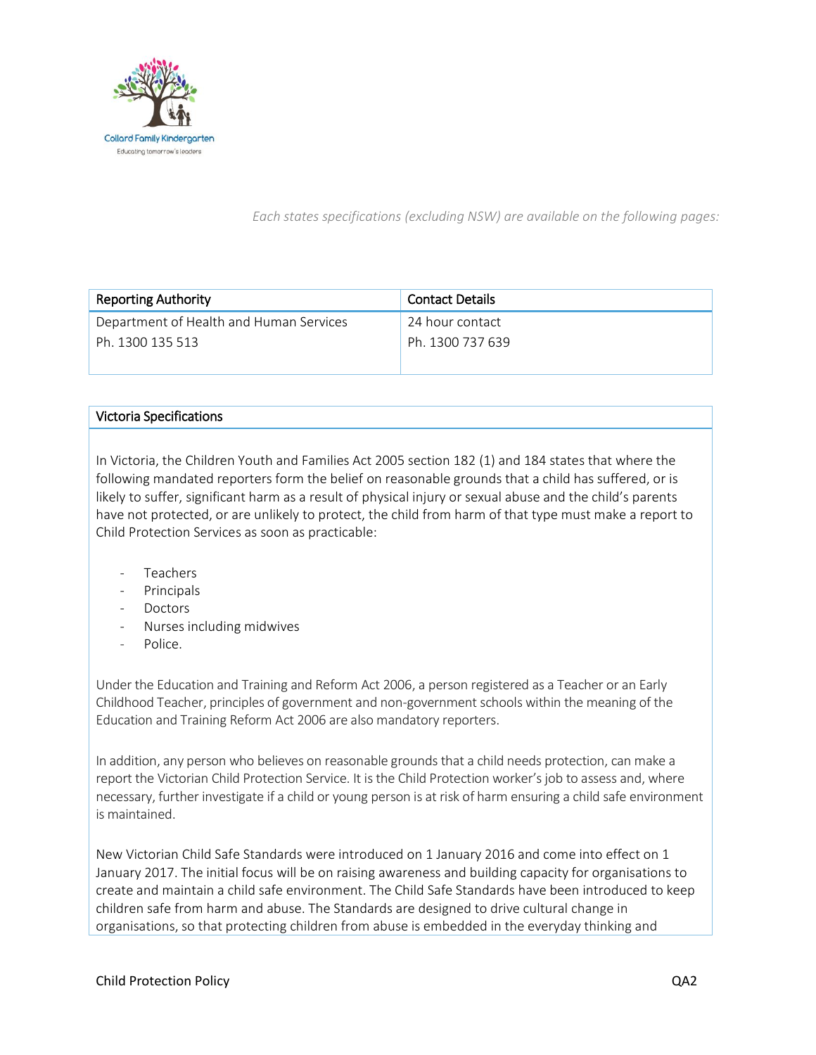*Each states specifications (excluding NSW) are available on the following pages:*

| Reporting Authority | Contact Details |
| --- | --- |
| Department of Health and Human Services<br>Ph. 1300 135 513 | 24 hour contact<br>Ph. 1300 737 639 |

| Victoria Specifications |
| --- |
| In Victoria, the Children Youth and Families Act 2005 section 182 (1) and 184 states that where the following mandated reporters form the belief on reasonable grounds that a child has suffered, or is likely to suffer, significant harm as a result of physical injury or sexual abuse and the child's parents have not protected, or are unlikely to protect, the child from harm of that type must make a report to Child Protection Services as soon as practicable:<br><br>- Teachers<br>- Principals<br>- Doctors<br>- Nurses including midwives<br>- Police.<br><br>Under the Education and Training and Reform Act 2006, a person registered as a Teacher or an Early Childhood Teacher, principles of government and non-government schools within the meaning of the Education and Training Reform Act 2006 are also mandatory reporters.<br><br>In addition, any person who believes on reasonable grounds that a child needs protection, can make a report the Victorian Child Protection Service. It is the Child Protection worker's job to assess and, where necessary, further investigate if a child or young person is at risk of harm ensuring a child safe environment is maintained.<br><br>New Victorian Child Safe Standards were introduced on 1 January 2016 and come into effect on 1 January 2017. The initial focus will be on raising awareness and building capacity for organisations to create and maintain a child safe environment. The Child Safe Standards have been introduced to keep children safe from harm and abuse. The Standards are designed to drive cultural change in organisations, so that protecting children from abuse is embedded in the everyday thinking and |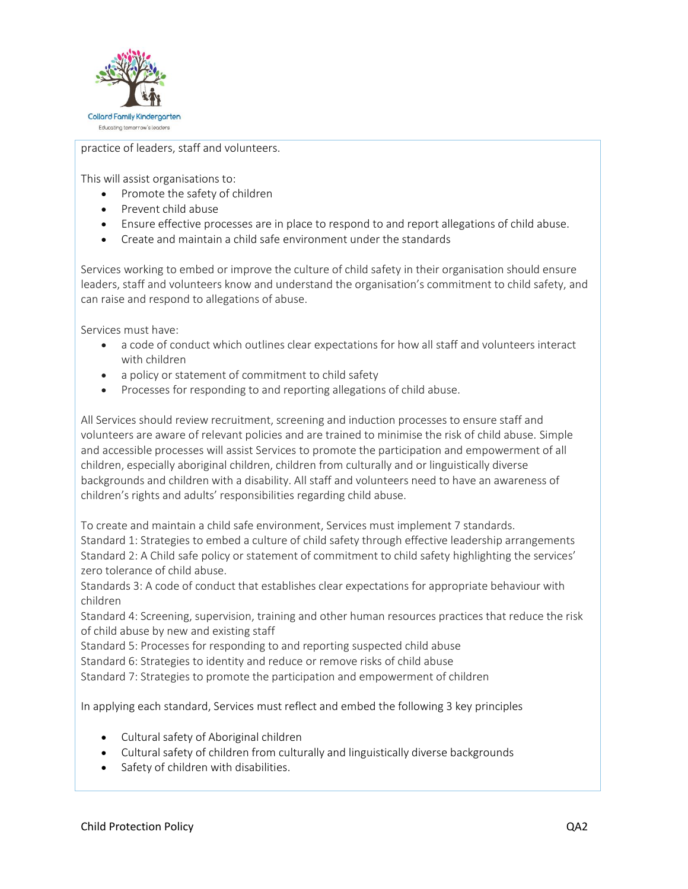practice of leaders, staff and volunteers.

This will assist organisations to:

- Promote the safety of children
- Prevent child abuse
- Ensure effective processes are in place to respond to and report allegations of child abuse.
- Create and maintain a child safe environment under the standards

Services working to embed or improve the culture of child safety in their organisation should ensure leaders, staff and volunteers know and understand the organisation's commitment to child safety, and can raise and respond to allegations of abuse.

Services must have:

- a code of conduct which outlines clear expectations for how all staff and volunteers interact with children
- a policy or statement of commitment to child safety
- Processes for responding to and reporting allegations of child abuse.

All Services should review recruitment, screening and induction processes to ensure staff and volunteers are aware of relevant policies and are trained to minimise the risk of child abuse. Simple and accessible processes will assist Services to promote the participation and empowerment of all children, especially aboriginal children, children from culturally and or linguistically diverse backgrounds and children with a disability. All staff and volunteers need to have an awareness of children's rights and adults' responsibilities regarding child abuse.

To create and maintain a child safe environment, Services must implement 7 standards.
Standard 1: Strategies to embed a culture of child safety through effective leadership arrangements
Standard 2: A Child safe policy or statement of commitment to child safety highlighting the services' zero tolerance of child abuse.
Standards 3: A code of conduct that establishes clear expectations for appropriate behaviour with children
Standard 4: Screening, supervision, training and other human resources practices that reduce the risk of child abuse by new and existing staff
Standard 5: Processes for responding to and reporting suspected child abuse
Standard 6: Strategies to identity and reduce or remove risks of child abuse
Standard 7: Strategies to promote the participation and empowerment of children

In applying each standard, Services must reflect and embed the following 3 key principles

- Cultural safety of Aboriginal children
- Cultural safety of children from culturally and linguistically diverse backgrounds
- Safety of children with disabilities.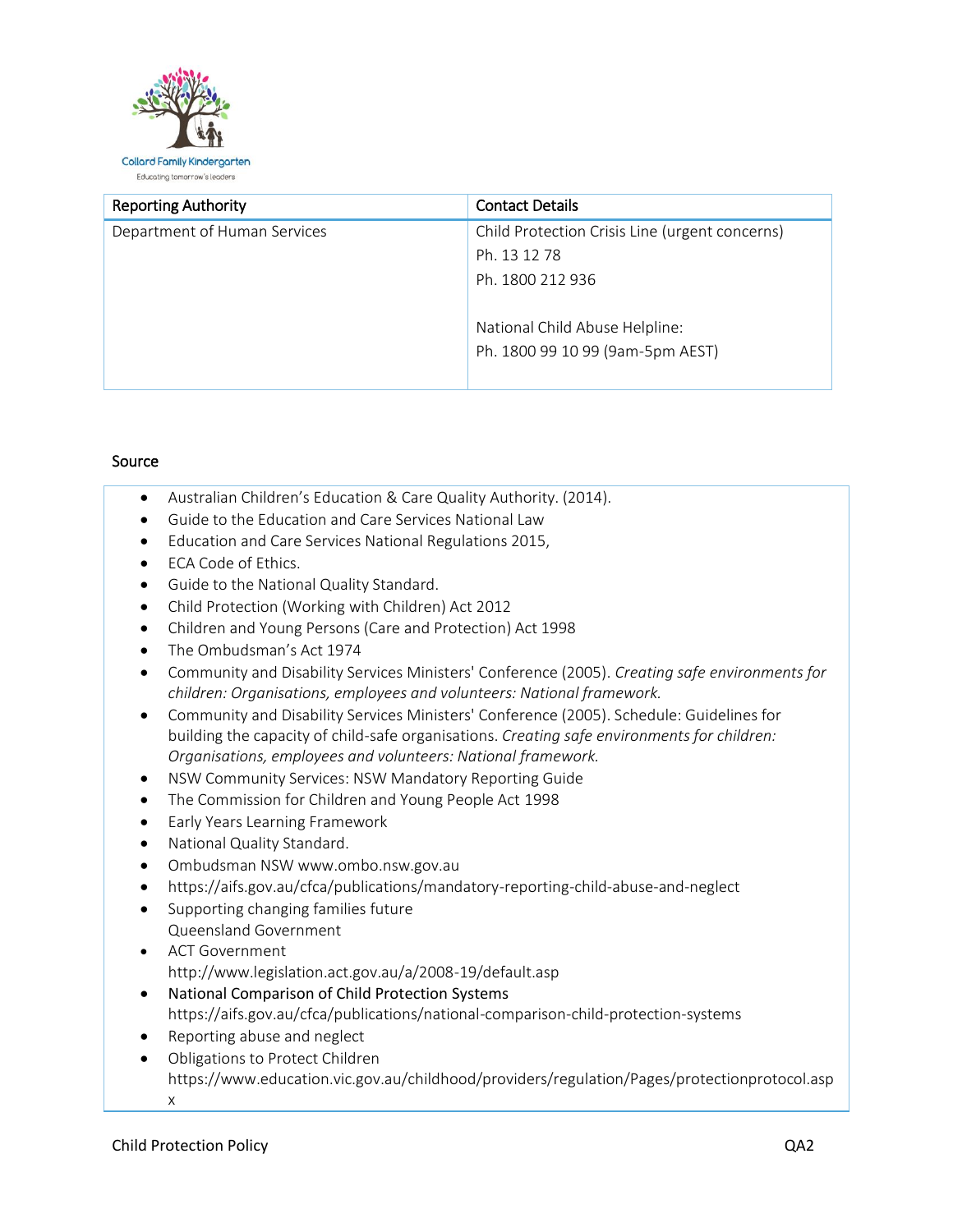| Reporting Authority | Contact Details |
| --- | --- |
| Department of Human Services | Child Protection Crisis Line (urgent concerns)<br>Ph. 13 12 78<br>Ph. 1800 212 936<br><br>National Child Abuse Helpline:<br>Ph. 1800 99 10 99 (9am-5pm AEST) |

## Source

- Australian Children's Education & Care Quality Authority. (2014).
- Guide to the Education and Care Services National Law
- Education and Care Services National Regulations 2015,
- ECA Code of Ethics.
- Guide to the National Quality Standard.
- Child Protection (Working with Children) Act 2012
- Children and Young Persons (Care and Protection) Act 1998
- The Ombudsman's Act 1974
- Community and Disability Services Ministers' Conference (2005). *Creating safe environments for children: Organisations, employees and volunteers: National framework.*
- Community and Disability Services Ministers' Conference (2005). Schedule: Guidelines for building the capacity of child-safe organisations. *Creating safe environments for children: Organisations, employees and volunteers: National framework.*
- NSW Community Services: NSW Mandatory Reporting Guide
- The Commission for Children and Young People Act 1998
- Early Years Learning Framework
- National Quality Standard.
- Ombudsman NSW www.ombo.nsw.gov.au
- https://aifs.gov.au/cfca/publications/mandatory-reporting-child-abuse-and-neglect
- Supporting changing families future
  Queensland Government
- ACT Government
  http://www.legislation.act.gov.au/a/2008-19/default.asp
- National Comparison of Child Protection Systems
  https://aifs.gov.au/cfca/publications/national-comparison-child-protection-systems
- Reporting abuse and neglect
- Obligations to Protect Children
  https://www.education.vic.gov.au/childhood/providers/regulation/Pages/protectionprotocol.aspx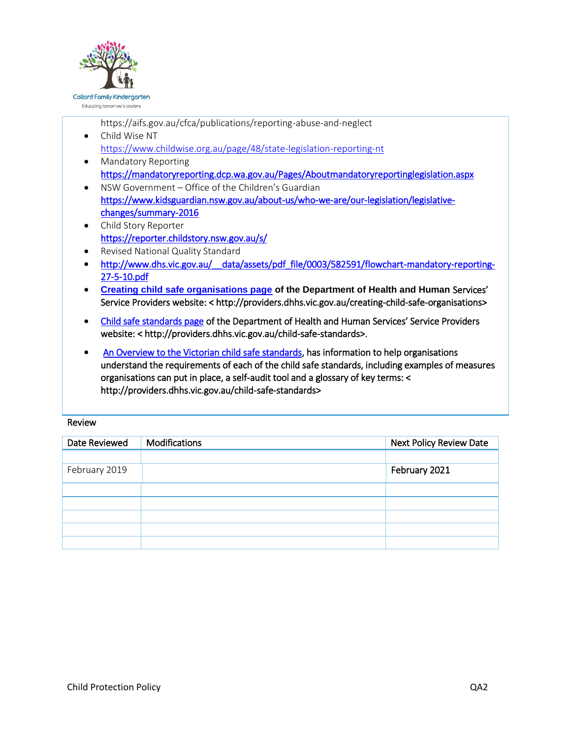https://aifs.gov.au/cfca/publications/reporting-abuse-and-neglect

- Child Wise NT
  https://www.childwise.org.au/page/48/state-legislation-reporting-nt
- Mandatory Reporting
  https://mandatoryreporting.dcp.wa.gov.au/Pages/Aboutmandatoryreportinglegislation.aspx
- NSW Government – Office of the Children's Guardian
  https://www.kidsguardian.nsw.gov.au/about-us/who-we-are/our-legislation/legislative-changes/summary-2016
- Child Story Reporter
  https://reporter.childstory.nsw.gov.au/s/
- Revised National Quality Standard
- http://www.dhs.vic.gov.au/__data/assets/pdf_file/0003/582591/flowchart-mandatory-reporting-27-5-10.pdf
- **Creating child safe organisations page of the Department of Health and Human** Services' Service Providers website: < http://providers.dhhs.vic.gov.au/creating-child-safe-organisations>
- Child safe standards page of the Department of Health and Human Services' Service Providers website: < http://providers.dhhs.vic.gov.au/child-safe-standards>.
- An Overview to the Victorian child safe standards, has information to help organisations understand the requirements of each of the child safe standards, including examples of measures organisations can put in place, a self-audit tool and a glossary of key terms: < http://providers.dhhs.vic.gov.au/child-safe-standards>

Review

| Date Reviewed | Modifications | Next Policy Review Date |
|---|---|---|
| | | |
| February 2019 | | February 2021 |
| | | |
| | | |
| | | |
| | | |
| | | |

Child Protection Policy QA2